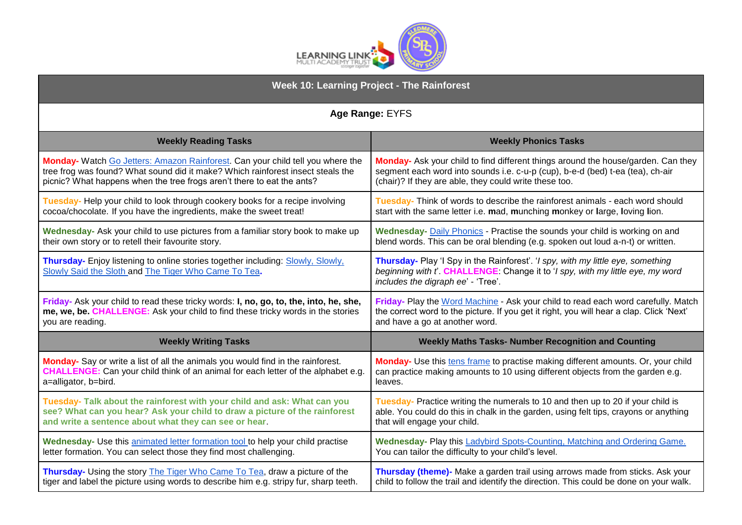# Week 10: Learning Project - The Rainforest

**Age Range:** EYFS

| Weekly Reading Tasks | Weekly Phonics Tasks |
|---|---|
| **Monday-** Watch Go Jetters: Amazon Rainforest. Can your child tell you where the tree frog was found? What sound did it make? Which rainforest insect steals the picnic? What happens when the tree frogs aren't there to eat the ants? | **Monday-** Ask your child to find different things around the house/garden. Can they segment each word into sounds i.e. c-u-p (cup), b-e-d (bed) t-ea (tea), ch-air (chair)? If they are able, they could write these too. |
| **Tuesday-** Help your child to look through cookery books for a recipe involving cocoa/chocolate. If you have the ingredients, make the sweet treat! | **Tuesday-** Think of words to describe the rainforest animals - each word should start with the same letter i.e. **m**ad, **m**unching **m**onkey or **l**arge, **l**oving **l**ion. |
| **Wednesday-** Ask your child to use pictures from a familiar story book to make up their own story or to retell their favourite story. | **Wednesday-** Daily Phonics - Practise the sounds your child is working on and blend words. This can be oral blending (e.g. spoken out loud a-n-t) or written. |
| **Thursday-** Enjoy listening to online stories together including: Slowly, Slowly, Slowly Said the Sloth and The Tiger Who Came To Tea**.** | **Thursday-** Play 'I Spy in the Rainforest'. '*I spy, with my little eye, something beginning with t*'. **CHALLENGE**: Change it to '*I spy, with my little eye, my word includes the digraph ee*' - 'Tree'. |
| **Friday-** Ask your child to read these tricky words: **I, no, go, to, the, into, he, she, me, we, be. CHALLENGE:** Ask your child to find these tricky words in the stories you are reading. | **Friday-** Play the Word Machine - Ask your child to read each word carefully. Match the correct word to the picture. If you get it right, you will hear a clap. Click 'Next' and have a go at another word. |
| **Weekly Writing Tasks** | **Weekly Maths Tasks- Number Recognition and Counting** |
| **Monday-** Say or write a list of all the animals you would find in the rainforest. **CHALLENGE:** Can your child think of an animal for each letter of the alphabet e.g. a=alligator, b=bird. | **Monday-** Use this tens frame to practise making different amounts. Or, your child can practice making amounts to 10 using different objects from the garden e.g. leaves. |
| **Tuesday- Talk about the rainforest with your child and ask: What can you see? What can you hear? Ask your child to draw a picture of the rainforest and write a sentence about what they can see or hear**. | **Tuesday-** Practice writing the numerals to 10 and then up to 20 if your child is able. You could do this in chalk in the garden, using felt tips, crayons or anything that will engage your child. |
| **Wednesday-** Use this animated letter formation tool to help your child practise letter formation. You can select those they find most challenging. | **Wednesday-** Play this Ladybird Spots-Counting, Matching and Ordering Game. You can tailor the difficulty to your child's level. |
| **Thursday-** Using the story The Tiger Who Came To Tea, draw a picture of the tiger and label the picture using words to describe him e.g. stripy fur, sharp teeth. | **Thursday (theme)-** Make a garden trail using arrows made from sticks. Ask your child to follow the trail and identify the direction. This could be done on your walk. |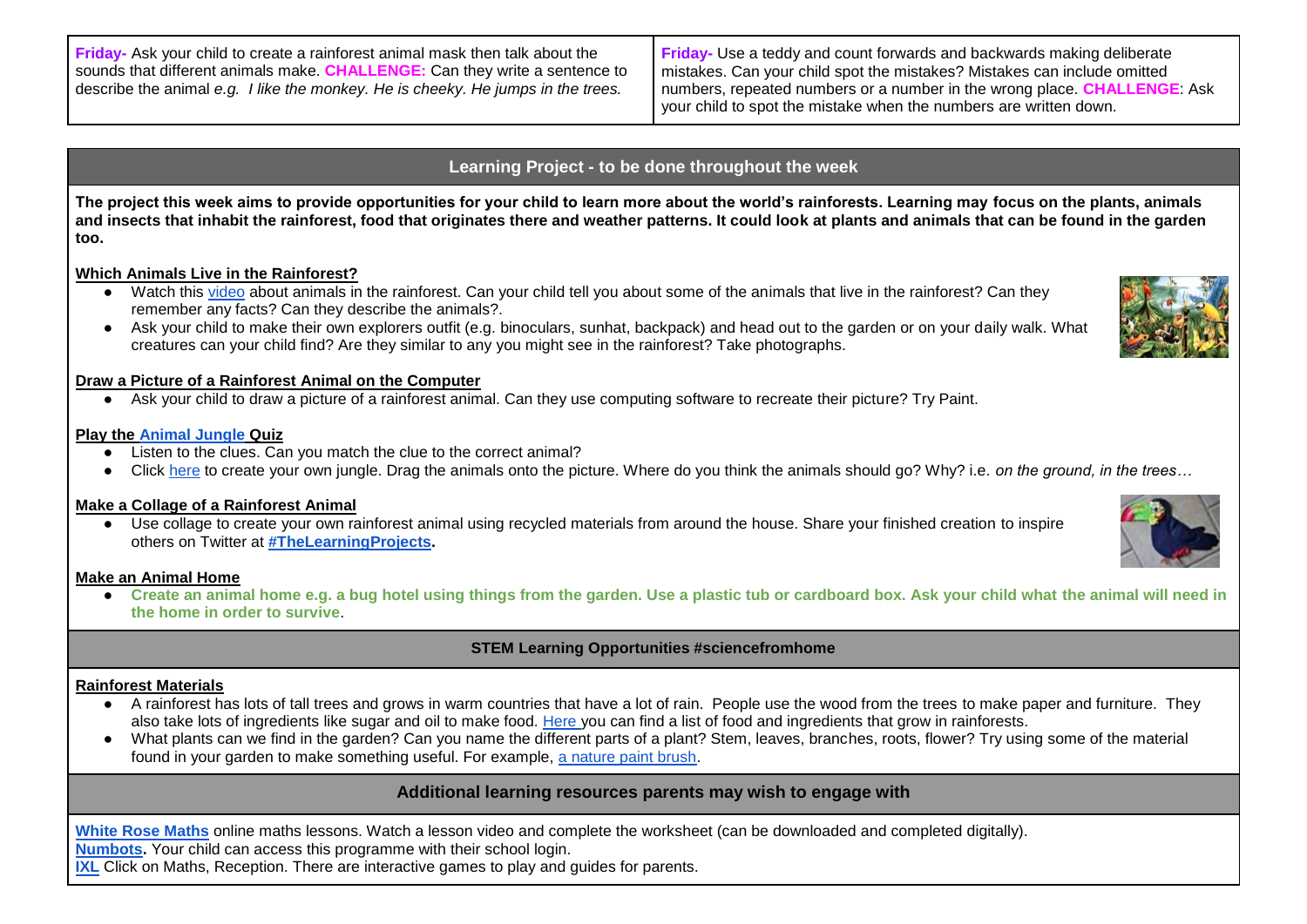| **Friday-** Ask your child to create a rainforest animal mask then talk about the sounds that different animals make. **CHALLENGE:** Can they write a sentence to describe the animal *e.g. I like the monkey. He is cheeky. He jumps in the trees.* | **Friday-** Use a teddy and count forwards and backwards making deliberate mistakes. Can your child spot the mistakes? Mistakes can include omitted numbers, repeated numbers or a number in the wrong place. **CHALLENGE**: Ask your child to spot the mistake when the numbers are written down. |
| --- | --- |

## Learning Project - to be done throughout the week

**The project this week aims to provide opportunities for your child to learn more about the world's rainforests. Learning may focus on the plants, animals and insects that inhabit the rainforest, food that originates there and weather patterns. It could look at plants and animals that can be found in the garden too.**

**Which Animals Live in the Rainforest?**

- Watch this video about animals in the rainforest. Can your child tell you about some of the animals that live in the rainforest? Can they remember any facts? Can they describe the animals?.
- Ask your child to make their own explorers outfit (e.g. binoculars, sunhat, backpack) and head out to the garden or on your daily walk. What creatures can your child find? Are they similar to any you might see in the rainforest? Take photographs.

**Draw a Picture of a Rainforest Animal on the Computer**

- Ask your child to draw a picture of a rainforest animal. Can they use computing software to recreate their picture? Try Paint.

**Play the Animal Jungle Quiz**

- Listen to the clues. Can you match the clue to the correct animal?
- Click here to create your own jungle. Drag the animals onto the picture. Where do you think the animals should go? Why? i.e. *on the ground, in the trees…*

**Make a Collage of a Rainforest Animal**

- Use collage to create your own rainforest animal using recycled materials from around the house. Share your finished creation to inspire others on Twitter at **#TheLearningProjects.**

**Make an Animal Home**

- **Create an animal home e.g. a bug hotel using things from the garden. Use a plastic tub or cardboard box. Ask your child what the animal will need in the home in order to survive.**

### STEM Learning Opportunities #sciencefromhome

**Rainforest Materials**

- A rainforest has lots of tall trees and grows in warm countries that have a lot of rain. People use the wood from the trees to make paper and furniture. They also take lots of ingredients like sugar and oil to make food. Here you can find a list of food and ingredients that grow in rainforests.
- What plants can we find in the garden? Can you name the different parts of a plant? Stem, leaves, branches, roots, flower? Try using some of the material found in your garden to make something useful. For example, a nature paint brush.

## Additional learning resources parents may wish to engage with

**White Rose Maths** online maths lessons. Watch a lesson video and complete the worksheet (can be downloaded and completed digitally).
**Numbots.** Your child can access this programme with their school login.
**IXL** Click on Maths, Reception. There are interactive games to play and guides for parents.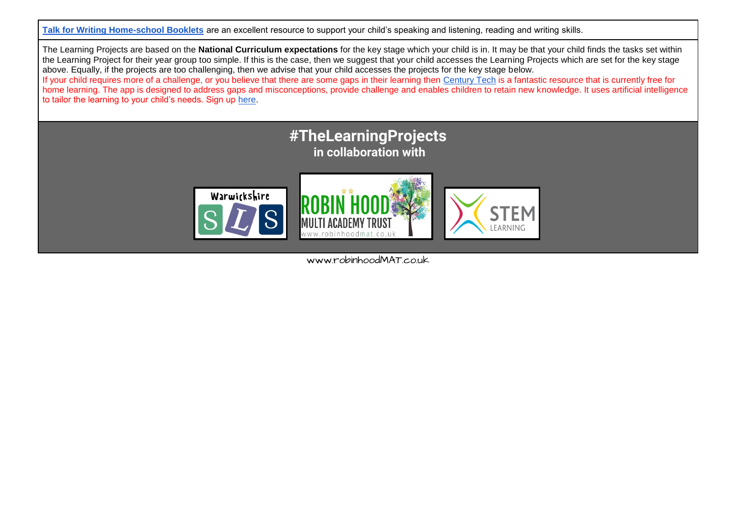**Talk for Writing Home-school Booklets** are an excellent resource to support your child's speaking and listening, reading and writing skills.

The Learning Projects are based on the **National Curriculum expectations** for the key stage which your child is in. It may be that your child finds the tasks set within the Learning Project for their year group too simple. If this is the case, then we suggest that your child accesses the Learning Projects which are set for the key stage above. Equally, if the projects are too challenging, then we advise that your child accesses the projects for the key stage below.

If your child requires more of a challenge, or you believe that there are some gaps in their learning then Century Tech is a fantastic resource that is currently free for home learning. The app is designed to address gaps and misconceptions, provide challenge and enables children to retain new knowledge. It uses artificial intelligence to tailor the learning to your child's needs. Sign up here.

## #TheLearningProjects

**in collaboration with**

Warwickshire SLS

ROBIN HOOD MULTI ACADEMY TRUST www.robinhoodmat.co.uk

STEM LEARNING

www.robinhoodMAT.co.uk